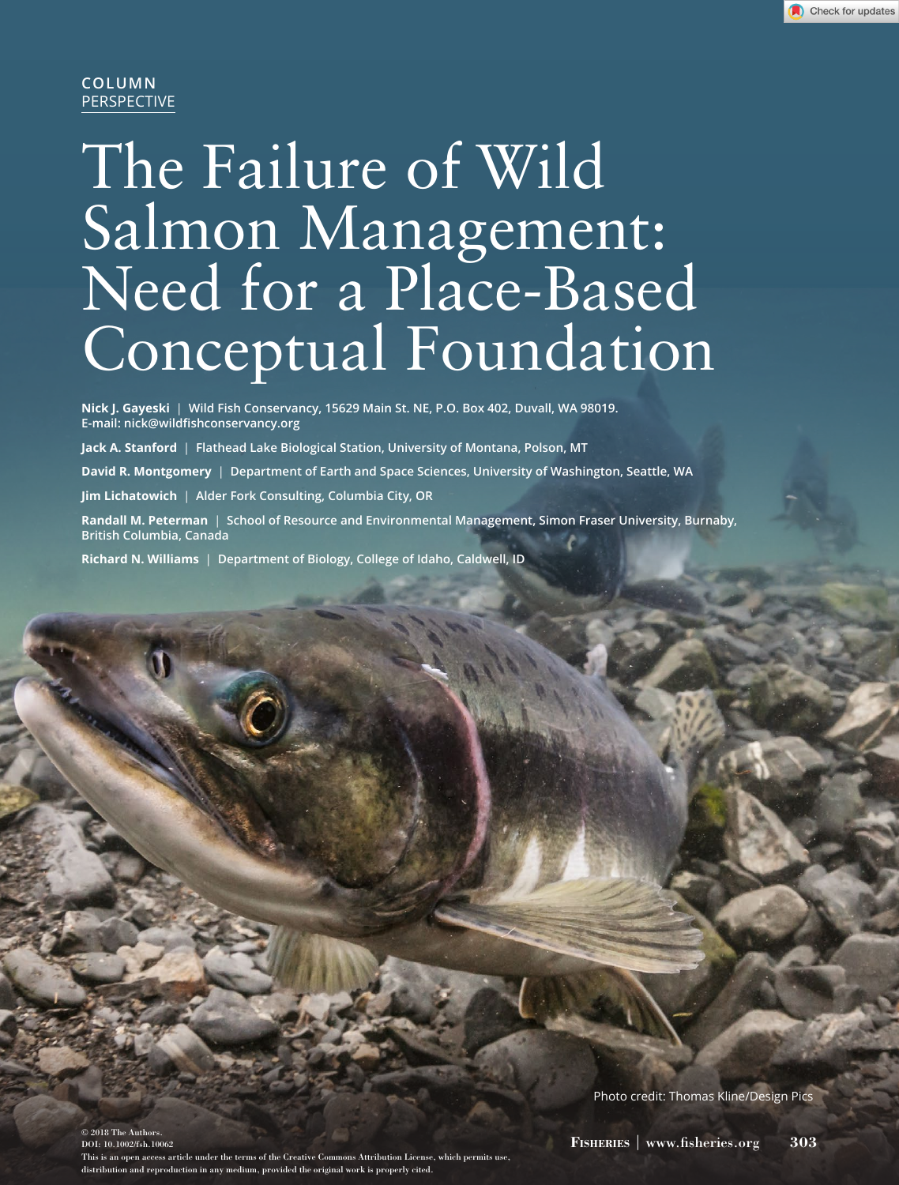COLUMN
PERSPECTIVE

# The Failure of Wild Salmon Management: Need for a Place-Based Conceptual Foundation

**Nick J. Gayeski** | Wild Fish Conservancy, 15629 Main St. NE, P.O. Box 402, Duvall, WA 98019. E-mail: nick@wildfishconservancy.org

**Jack A. Stanford** | Flathead Lake Biological Station, University of Montana, Polson, MT

**David R. Montgomery** | Department of Earth and Space Sciences, University of Washington, Seattle, WA

**Jim Lichatowich** | Alder Fork Consulting, Columbia City, OR

**Randall M. Peterman** | School of Resource and Environmental Management, Simon Fraser University, Burnaby, British Columbia, Canada

**Richard N. Williams** | Department of Biology, College of Idaho, Caldwell, ID

Photo credit: Thomas Kline/Design Pics

© 2018 The Authors.
DOI: 10.1002/fsh.10062
This is an open access article under the terms of the Creative Commons Attribution License, which permits use, distribution and reproduction in any medium, provided the original work is properly cited.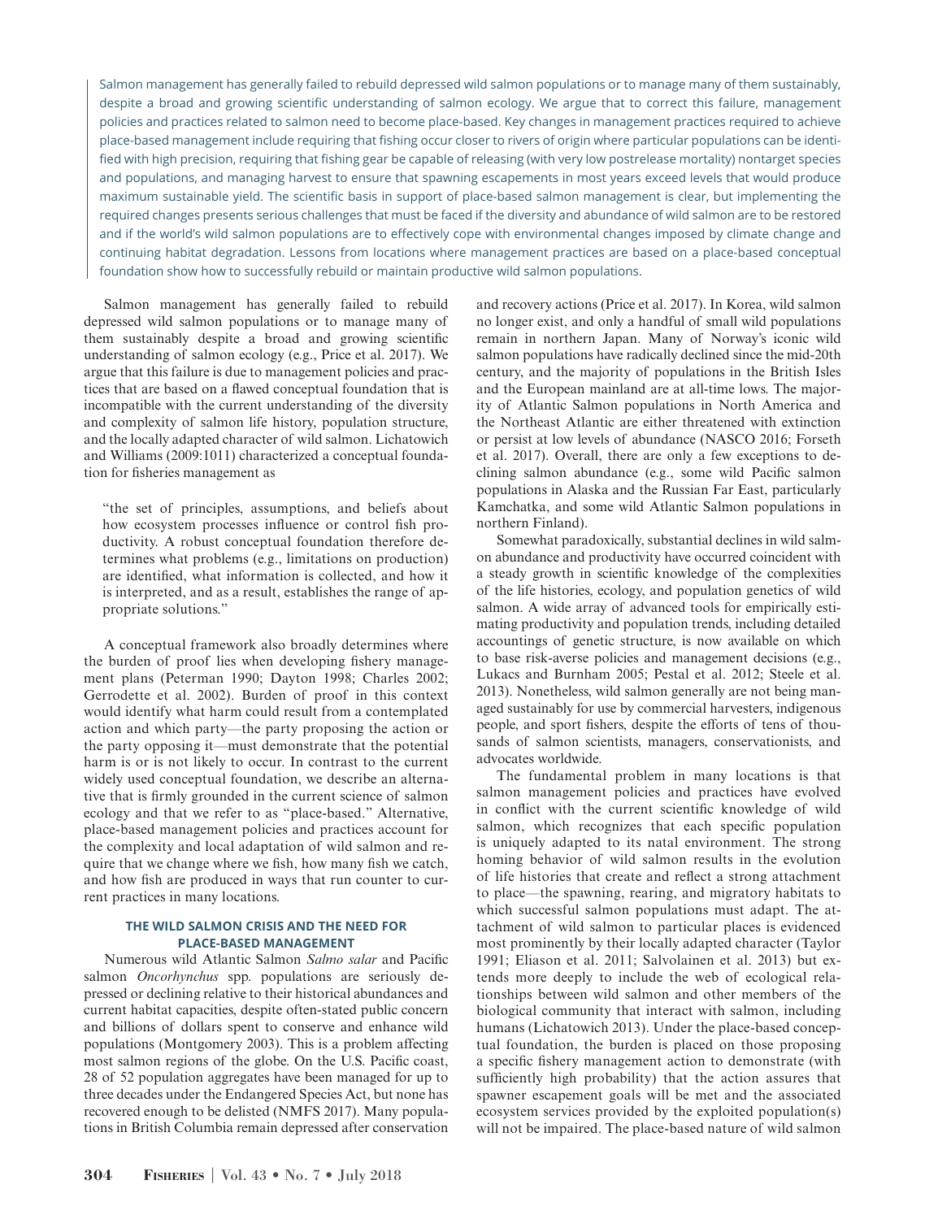Salmon management has generally failed to rebuild depressed wild salmon populations or to manage many of them sustainably, despite a broad and growing scientific understanding of salmon ecology. We argue that to correct this failure, management policies and practices related to salmon need to become place-based. Key changes in management practices required to achieve place-based management include requiring that fishing occur closer to rivers of origin where particular populations can be identified with high precision, requiring that fishing gear be capable of releasing (with very low postrelease mortality) nontarget species and populations, and managing harvest to ensure that spawning escapements in most years exceed levels that would produce maximum sustainable yield. The scientific basis in support of place-based salmon management is clear, but implementing the required changes presents serious challenges that must be faced if the diversity and abundance of wild salmon are to be restored and if the world's wild salmon populations are to effectively cope with environmental changes imposed by climate change and continuing habitat degradation. Lessons from locations where management practices are based on a place-based conceptual foundation show how to successfully rebuild or maintain productive wild salmon populations.

Salmon management has generally failed to rebuild depressed wild salmon populations or to manage many of them sustainably despite a broad and growing scientific understanding of salmon ecology (e.g., Price et al. 2017). We argue that this failure is due to management policies and practices that are based on a flawed conceptual foundation that is incompatible with the current understanding of the diversity and complexity of salmon life history, population structure, and the locally adapted character of wild salmon. Lichatowich and Williams (2009:1011) characterized a conceptual foundation for fisheries management as

> "the set of principles, assumptions, and beliefs about how ecosystem processes influence or control fish productivity. A robust conceptual foundation therefore determines what problems (e.g., limitations on production) are identified, what information is collected, and how it is interpreted, and as a result, establishes the range of appropriate solutions."

A conceptual framework also broadly determines where the burden of proof lies when developing fishery management plans (Peterman 1990; Dayton 1998; Charles 2002; Gerrodette et al. 2002). Burden of proof in this context would identify what harm could result from a contemplated action and which party—the party proposing the action or the party opposing it—must demonstrate that the potential harm is or is not likely to occur. In contrast to the current widely used conceptual foundation, we describe an alternative that is firmly grounded in the current science of salmon ecology and that we refer to as "place-based." Alternative, place-based management policies and practices account for the complexity and local adaptation of wild salmon and require that we change where we fish, how many fish we catch, and how fish are produced in ways that run counter to current practices in many locations.

## THE WILD SALMON CRISIS AND THE NEED FOR PLACE-BASED MANAGEMENT

Numerous wild Atlantic Salmon *Salmo salar* and Pacific salmon *Oncorhynchus* spp. populations are seriously depressed or declining relative to their historical abundances and current habitat capacities, despite often-stated public concern and billions of dollars spent to conserve and enhance wild populations (Montgomery 2003). This is a problem affecting most salmon regions of the globe. On the U.S. Pacific coast, 28 of 52 population aggregates have been managed for up to three decades under the Endangered Species Act, but none has recovered enough to be delisted (NMFS 2017). Many populations in British Columbia remain depressed after conservation and recovery actions (Price et al. 2017). In Korea, wild salmon no longer exist, and only a handful of small wild populations remain in northern Japan. Many of Norway's iconic wild salmon populations have radically declined since the mid-20th century, and the majority of populations in the British Isles and the European mainland are at all-time lows. The majority of Atlantic Salmon populations in North America and the Northeast Atlantic are either threatened with extinction or persist at low levels of abundance (NASCO 2016; Forseth et al. 2017). Overall, there are only a few exceptions to declining salmon abundance (e.g., some wild Pacific salmon populations in Alaska and the Russian Far East, particularly Kamchatka, and some wild Atlantic Salmon populations in northern Finland).

Somewhat paradoxically, substantial declines in wild salmon abundance and productivity have occurred coincident with a steady growth in scientific knowledge of the complexities of the life histories, ecology, and population genetics of wild salmon. A wide array of advanced tools for empirically estimating productivity and population trends, including detailed accountings of genetic structure, is now available on which to base risk-averse policies and management decisions (e.g., Lukacs and Burnham 2005; Pestal et al. 2012; Steele et al. 2013). Nonetheless, wild salmon generally are not being managed sustainably for use by commercial harvesters, indigenous people, and sport fishers, despite the efforts of tens of thousands of salmon scientists, managers, conservationists, and advocates worldwide.

The fundamental problem in many locations is that salmon management policies and practices have evolved in conflict with the current scientific knowledge of wild salmon, which recognizes that each specific population is uniquely adapted to its natal environment. The strong homing behavior of wild salmon results in the evolution of life histories that create and reflect a strong attachment to place—the spawning, rearing, and migratory habitats to which successful salmon populations must adapt. The attachment of wild salmon to particular places is evidenced most prominently by their locally adapted character (Taylor 1991; Eliason et al. 2011; Salvolainen et al. 2013) but extends more deeply to include the web of ecological relationships between wild salmon and other members of the biological community that interact with salmon, including humans (Lichatowich 2013). Under the place-based conceptual foundation, the burden is placed on those proposing a specific fishery management action to demonstrate (with sufficiently high probability) that the action assures that spawner escapement goals will be met and the associated ecosystem services provided by the exploited population(s) will not be impaired. The place-based nature of wild salmon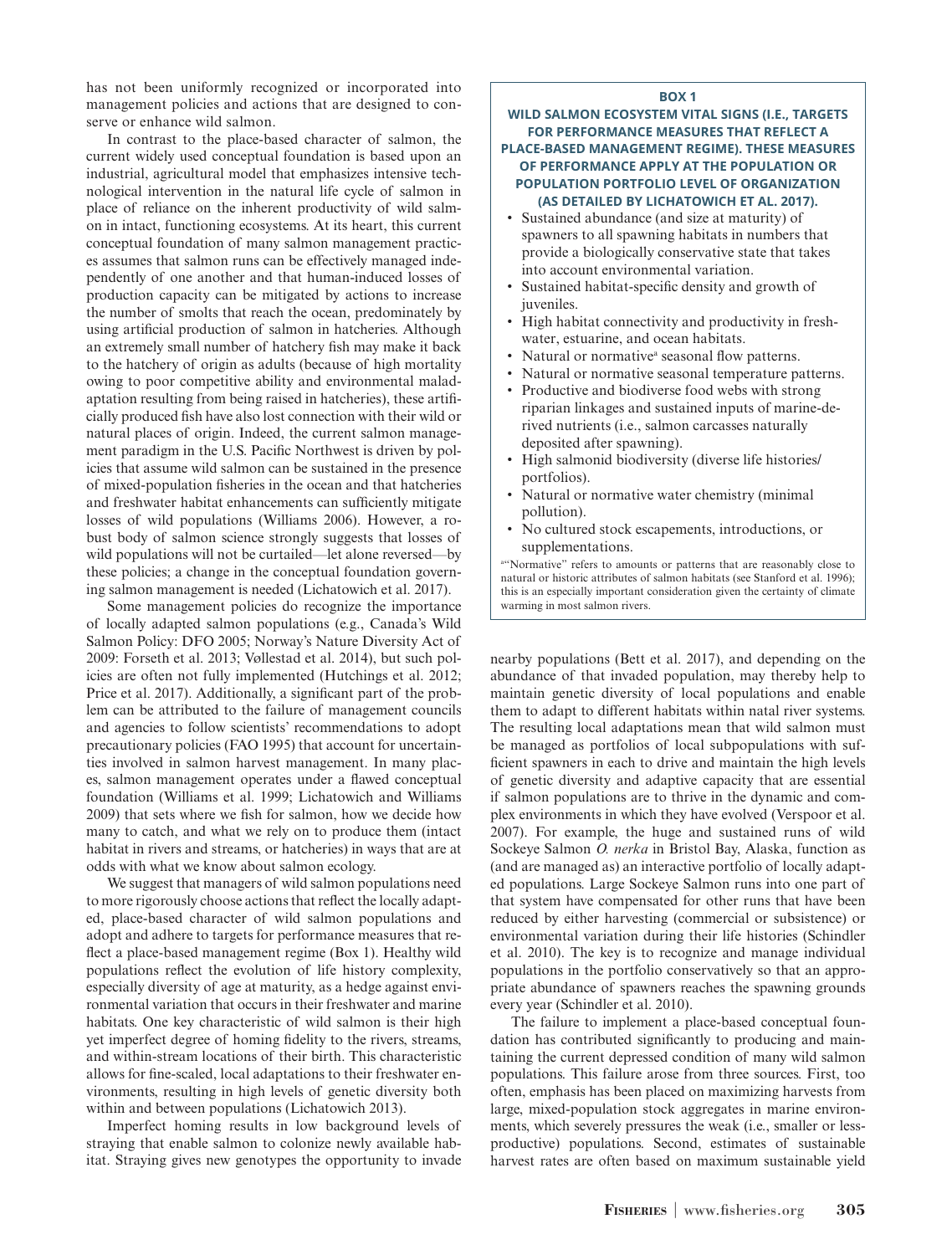has not been uniformly recognized or incorporated into management policies and actions that are designed to conserve or enhance wild salmon.

In contrast to the place-based character of salmon, the current widely used conceptual foundation is based upon an industrial, agricultural model that emphasizes intensive technological intervention in the natural life cycle of salmon in place of reliance on the inherent productivity of wild salmon in intact, functioning ecosystems. At its heart, this current conceptual foundation of many salmon management practices assumes that salmon runs can be effectively managed independently of one another and that human-induced losses of production capacity can be mitigated by actions to increase the number of smolts that reach the ocean, predominately by using artificial production of salmon in hatcheries. Although an extremely small number of hatchery fish may make it back to the hatchery of origin as adults (because of high mortality owing to poor competitive ability and environmental maladaptation resulting from being raised in hatcheries), these artificially produced fish have also lost connection with their wild or natural places of origin. Indeed, the current salmon management paradigm in the U.S. Pacific Northwest is driven by policies that assume wild salmon can be sustained in the presence of mixed-population fisheries in the ocean and that hatcheries and freshwater habitat enhancements can sufficiently mitigate losses of wild populations (Williams 2006). However, a robust body of salmon science strongly suggests that losses of wild populations will not be curtailed—let alone reversed—by these policies; a change in the conceptual foundation governing salmon management is needed (Lichatowich et al. 2017).

Some management policies do recognize the importance of locally adapted salmon populations (e.g., Canada's Wild Salmon Policy: DFO 2005; Norway's Nature Diversity Act of 2009: Forseth et al. 2013; Vøllestad et al. 2014), but such policies are often not fully implemented (Hutchings et al. 2012; Price et al. 2017). Additionally, a significant part of the problem can be attributed to the failure of management councils and agencies to follow scientists' recommendations to adopt precautionary policies (FAO 1995) that account for uncertainties involved in salmon harvest management. In many places, salmon management operates under a flawed conceptual foundation (Williams et al. 1999; Lichatowich and Williams 2009) that sets where we fish for salmon, how we decide how many to catch, and what we rely on to produce them (intact habitat in rivers and streams, or hatcheries) in ways that are at odds with what we know about salmon ecology.

We suggest that managers of wild salmon populations need to more rigorously choose actions that reflect the locally adapted, place-based character of wild salmon populations and adopt and adhere to targets for performance measures that reflect a place-based management regime (Box 1). Healthy wild populations reflect the evolution of life history complexity, especially diversity of age at maturity, as a hedge against environmental variation that occurs in their freshwater and marine habitats. One key characteristic of wild salmon is their high yet imperfect degree of homing fidelity to the rivers, streams, and within-stream locations of their birth. This characteristic allows for fine-scaled, local adaptations to their freshwater environments, resulting in high levels of genetic diversity both within and between populations (Lichatowich 2013).

Imperfect homing results in low background levels of straying that enable salmon to colonize newly available habitat. Straying gives new genotypes the opportunity to invade nearby populations (Bett et al. 2017), and depending on the abundance of that invaded population, may thereby help to maintain genetic diversity of local populations and enable them to adapt to different habitats within natal river systems. The resulting local adaptations mean that wild salmon must be managed as portfolios of local subpopulations with sufficient spawners in each to drive and maintain the high levels of genetic diversity and adaptive capacity that are essential if salmon populations are to thrive in the dynamic and complex environments in which they have evolved (Verspoor et al. 2007). For example, the huge and sustained runs of wild Sockeye Salmon *O. nerka* in Bristol Bay, Alaska, function as (and are managed as) an interactive portfolio of locally adapted populations. Large Sockeye Salmon runs into one part of that system have compensated for other runs that have been reduced by either harvesting (commercial or subsistence) or environmental variation during their life histories (Schindler et al. 2010). The key is to recognize and manage individual populations in the portfolio conservatively so that an appropriate abundance of spawners reaches the spawning grounds every year (Schindler et al. 2010).

The failure to implement a place-based conceptual foundation has contributed significantly to producing and maintaining the current depressed condition of many wild salmon populations. This failure arose from three sources. First, too often, emphasis has been placed on maximizing harvests from large, mixed-population stock aggregates in marine environments, which severely pressures the weak (i.e., smaller or less-productive) populations. Second, estimates of sustainable harvest rates are often based on maximum sustainable yield

---

**BOX 1**

**WILD SALMON ECOSYSTEM VITAL SIGNS (I.E., TARGETS FOR PERFORMANCE MEASURES THAT REFLECT A PLACE-BASED MANAGEMENT REGIME). THESE MEASURES OF PERFORMANCE APPLY AT THE POPULATION OR POPULATION PORTFOLIO LEVEL OF ORGANIZATION (AS DETAILED BY LICHATOWICH ET AL. 2017).**

- Sustained abundance (and size at maturity) of spawners to all spawning habitats in numbers that provide a biologically conservative state that takes into account environmental variation.
- Sustained habitat-specific density and growth of juveniles.
- High habitat connectivity and productivity in freshwater, estuarine, and ocean habitats.
- Natural or normative[a] seasonal flow patterns.
- Natural or normative seasonal temperature patterns.
- Productive and biodiverse food webs with strong riparian linkages and sustained inputs of marine-derived nutrients (i.e., salmon carcasses naturally deposited after spawning).
- High salmonid biodiversity (diverse life histories/portfolios).
- Natural or normative water chemistry (minimal pollution).
- No cultured stock escapements, introductions, or supplementations.

[a]"Normative" refers to amounts or patterns that are reasonably close to natural or historic attributes of salmon habitats (see Stanford et al. 1996); this is an especially important consideration given the certainty of climate warming in most salmon rivers.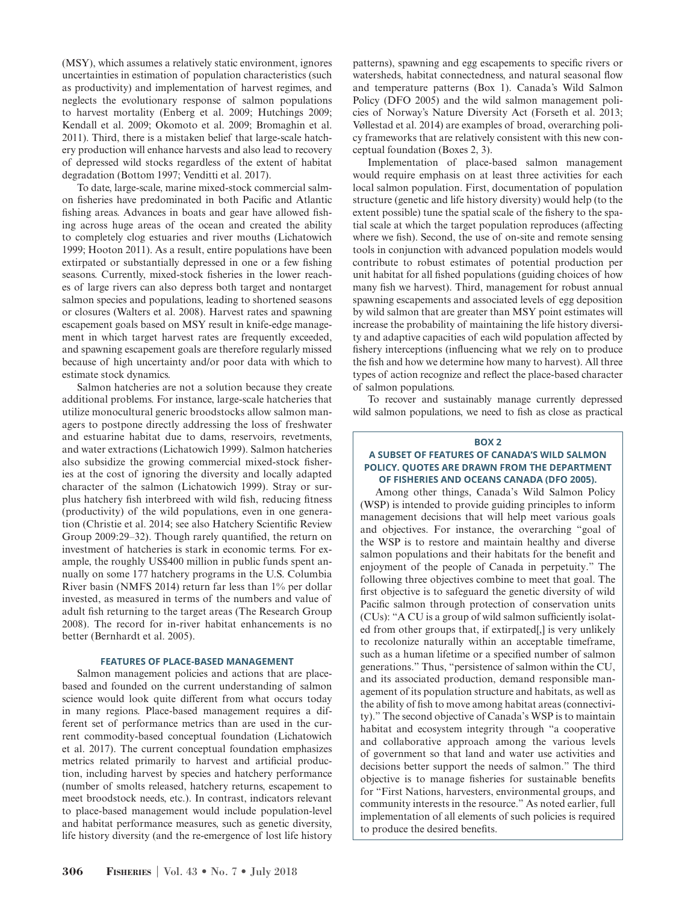(MSY), which assumes a relatively static environment, ignores uncertainties in estimation of population characteristics (such as productivity) and implementation of harvest regimes, and neglects the evolutionary response of salmon populations to harvest mortality (Enberg et al. 2009; Hutchings 2009; Kendall et al. 2009; Okomoto et al. 2009; Bromaghin et al. 2011). Third, there is a mistaken belief that large-scale hatchery production will enhance harvests and also lead to recovery of depressed wild stocks regardless of the extent of habitat degradation (Bottom 1997; Venditti et al. 2017).

To date, large-scale, marine mixed-stock commercial salmon fisheries have predominated in both Pacific and Atlantic fishing areas. Advances in boats and gear have allowed fishing across huge areas of the ocean and created the ability to completely clog estuaries and river mouths (Lichatowich 1999; Hooton 2011). As a result, entire populations have been extirpated or substantially depressed in one or a few fishing seasons. Currently, mixed-stock fisheries in the lower reaches of large rivers can also depress both target and nontarget salmon species and populations, leading to shortened seasons or closures (Walters et al. 2008). Harvest rates and spawning escapement goals based on MSY result in knife-edge management in which target harvest rates are frequently exceeded, and spawning escapement goals are therefore regularly missed because of high uncertainty and/or poor data with which to estimate stock dynamics.

Salmon hatcheries are not a solution because they create additional problems. For instance, large-scale hatcheries that utilize monocultural generic broodstocks allow salmon managers to postpone directly addressing the loss of freshwater and estuarine habitat due to dams, reservoirs, revetments, and water extractions (Lichatowich 1999). Salmon hatcheries also subsidize the growing commercial mixed-stock fisheries at the cost of ignoring the diversity and locally adapted character of the salmon (Lichatowich 1999). Stray or surplus hatchery fish interbreed with wild fish, reducing fitness (productivity) of the wild populations, even in one generation (Christie et al. 2014; see also Hatchery Scientific Review Group 2009:29–32). Though rarely quantified, the return on investment of hatcheries is stark in economic terms. For example, the roughly US$400 million in public funds spent annually on some 177 hatchery programs in the U.S. Columbia River basin (NMFS 2014) return far less than 1% per dollar invested, as measured in terms of the numbers and value of adult fish returning to the target areas (The Research Group 2008). The record for in-river habitat enhancements is no better (Bernhardt et al. 2005).

## FEATURES OF PLACE-BASED MANAGEMENT

Salmon management policies and actions that are place-based and founded on the current understanding of salmon science would look quite different from what occurs today in many regions. Place-based management requires a different set of performance metrics than are used in the current commodity-based conceptual foundation (Lichatowich et al. 2017). The current conceptual foundation emphasizes metrics related primarily to harvest and artificial production, including harvest by species and hatchery performance (number of smolts released, hatchery returns, escapement to meet broodstock needs, etc.). In contrast, indicators relevant to place-based management would include population-level and habitat performance measures, such as genetic diversity, life history diversity (and the re-emergence of lost life history patterns), spawning and egg escapements to specific rivers or watersheds, habitat connectedness, and natural seasonal flow and temperature patterns (Box 1). Canada's Wild Salmon Policy (DFO 2005) and the wild salmon management policies of Norway's Nature Diversity Act (Forseth et al. 2013; Vøllestad et al. 2014) are examples of broad, overarching policy frameworks that are relatively consistent with this new conceptual foundation (Boxes 2, 3).

Implementation of place-based salmon management would require emphasis on at least three activities for each local salmon population. First, documentation of population structure (genetic and life history diversity) would help (to the extent possible) tune the spatial scale of the fishery to the spatial scale at which the target population reproduces (affecting where we fish). Second, the use of on-site and remote sensing tools in conjunction with advanced population models would contribute to robust estimates of potential production per unit habitat for all fished populations (guiding choices of how many fish we harvest). Third, management for robust annual spawning escapements and associated levels of egg deposition by wild salmon that are greater than MSY point estimates will increase the probability of maintaining the life history diversity and adaptive capacities of each wild population affected by fishery interceptions (influencing what we rely on to produce the fish and how we determine how many to harvest). All three types of action recognize and reflect the place-based character of salmon populations.

To recover and sustainably manage currently depressed wild salmon populations, we need to fish as close as practical

### BOX 2

### A SUBSET OF FEATURES OF CANADA'S WILD SALMON POLICY. QUOTES ARE DRAWN FROM THE DEPARTMENT OF FISHERIES AND OCEANS CANADA (DFO 2005).

Among other things, Canada's Wild Salmon Policy (WSP) is intended to provide guiding principles to inform management decisions that will help meet various goals and objectives. For instance, the overarching "goal of the WSP is to restore and maintain healthy and diverse salmon populations and their habitats for the benefit and enjoyment of the people of Canada in perpetuity." The following three objectives combine to meet that goal. The first objective is to safeguard the genetic diversity of wild Pacific salmon through protection of conservation units (CUs): "A CU is a group of wild salmon sufficiently isolated from other groups that, if extirpated[,] is very unlikely to recolonize naturally within an acceptable timeframe, such as a human lifetime or a specified number of salmon generations." Thus, "persistence of salmon within the CU, and its associated production, demand responsible management of its population structure and habitats, as well as the ability of fish to move among habitat areas (connectivity)." The second objective of Canada's WSP is to maintain habitat and ecosystem integrity through "a cooperative and collaborative approach among the various levels of government so that land and water use activities and decisions better support the needs of salmon." The third objective is to manage fisheries for sustainable benefits for "First Nations, harvesters, environmental groups, and community interests in the resource." As noted earlier, full implementation of all elements of such policies is required to produce the desired benefits.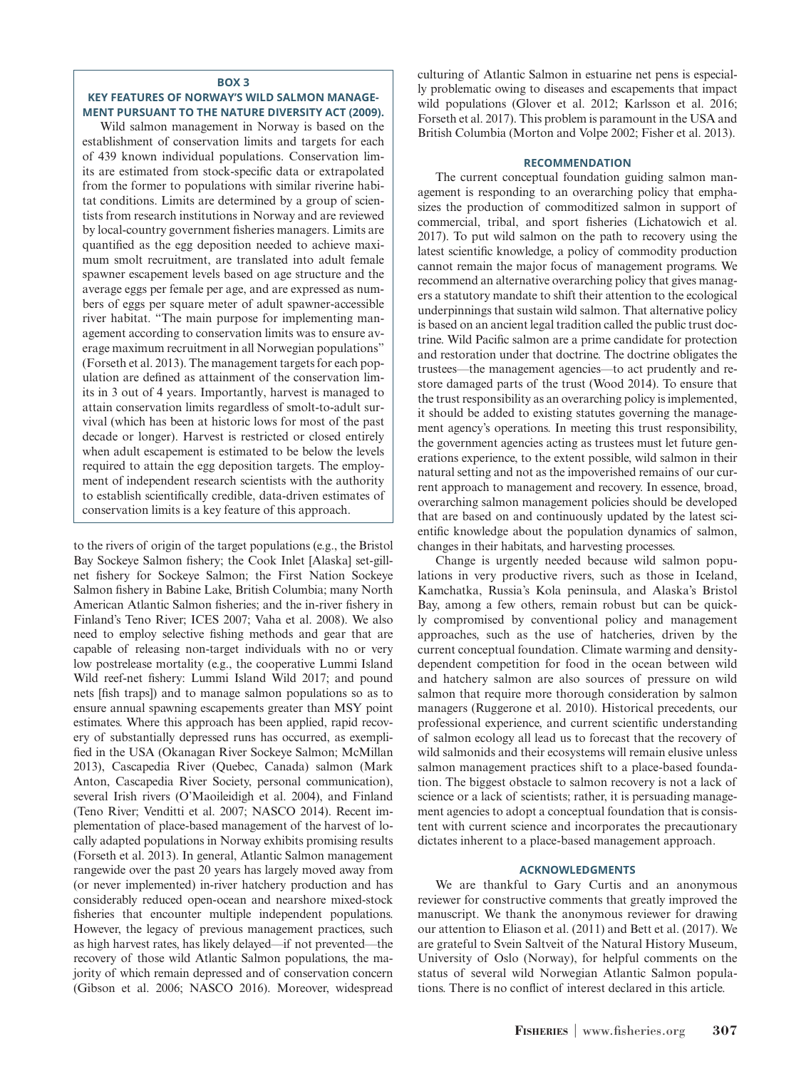**BOX 3**

**KEY FEATURES OF NORWAY'S WILD SALMON MANAGEMENT PURSUANT TO THE NATURE DIVERSITY ACT (2009).**

Wild salmon management in Norway is based on the establishment of conservation limits and targets for each of 439 known individual populations. Conservation limits are estimated from stock-specific data or extrapolated from the former to populations with similar riverine habitat conditions. Limits are determined by a group of scientists from research institutions in Norway and are reviewed by local-country government fisheries managers. Limits are quantified as the egg deposition needed to achieve maximum smolt recruitment, are translated into adult female spawner escapement levels based on age structure and the average eggs per female per age, and are expressed as numbers of eggs per square meter of adult spawner-accessible river habitat. "The main purpose for implementing management according to conservation limits was to ensure average maximum recruitment in all Norwegian populations" (Forseth et al. 2013). The management targets for each population are defined as attainment of the conservation limits in 3 out of 4 years. Importantly, harvest is managed to attain conservation limits regardless of smolt-to-adult survival (which has been at historic lows for most of the past decade or longer). Harvest is restricted or closed entirely when adult escapement is estimated to be below the levels required to attain the egg deposition targets. The employment of independent research scientists with the authority to establish scientifically credible, data-driven estimates of conservation limits is a key feature of this approach.

to the rivers of origin of the target populations (e.g., the Bristol Bay Sockeye Salmon fishery; the Cook Inlet [Alaska] set-gillnet fishery for Sockeye Salmon; the First Nation Sockeye Salmon fishery in Babine Lake, British Columbia; many North American Atlantic Salmon fisheries; and the in-river fishery in Finland's Teno River; ICES 2007; Vaha et al. 2008). We also need to employ selective fishing methods and gear that are capable of releasing non-target individuals with no or very low postrelease mortality (e.g., the cooperative Lummi Island Wild reef-net fishery: Lummi Island Wild 2017; and pound nets [fish traps]) and to manage salmon populations so as to ensure annual spawning escapements greater than MSY point estimates. Where this approach has been applied, rapid recovery of substantially depressed runs has occurred, as exemplified in the USA (Okanagan River Sockeye Salmon; McMillan 2013), Cascapedia River (Quebec, Canada) salmon (Mark Anton, Cascapedia River Society, personal communication), several Irish rivers (O'Maoileidigh et al. 2004), and Finland (Teno River; Venditti et al. 2007; NASCO 2014). Recent implementation of place-based management of the harvest of locally adapted populations in Norway exhibits promising results (Forseth et al. 2013). In general, Atlantic Salmon management rangewide over the past 20 years has largely moved away from (or never implemented) in-river hatchery production and has considerably reduced open-ocean and nearshore mixed-stock fisheries that encounter multiple independent populations. However, the legacy of previous management practices, such as high harvest rates, has likely delayed—if not prevented—the recovery of those wild Atlantic Salmon populations, the majority of which remain depressed and of conservation concern (Gibson et al. 2006; NASCO 2016). Moreover, widespread culturing of Atlantic Salmon in estuarine net pens is especially problematic owing to diseases and escapements that impact wild populations (Glover et al. 2012; Karlsson et al. 2016; Forseth et al. 2017). This problem is paramount in the USA and British Columbia (Morton and Volpe 2002; Fisher et al. 2013).

## RECOMMENDATION

The current conceptual foundation guiding salmon management is responding to an overarching policy that emphasizes the production of commoditized salmon in support of commercial, tribal, and sport fisheries (Lichatowich et al. 2017). To put wild salmon on the path to recovery using the latest scientific knowledge, a policy of commodity production cannot remain the major focus of management programs. We recommend an alternative overarching policy that gives managers a statutory mandate to shift their attention to the ecological underpinnings that sustain wild salmon. That alternative policy is based on an ancient legal tradition called the public trust doctrine. Wild Pacific salmon are a prime candidate for protection and restoration under that doctrine. The doctrine obligates the trustees—the management agencies—to act prudently and restore damaged parts of the trust (Wood 2014). To ensure that the trust responsibility as an overarching policy is implemented, it should be added to existing statutes governing the management agency's operations. In meeting this trust responsibility, the government agencies acting as trustees must let future generations experience, to the extent possible, wild salmon in their natural setting and not as the impoverished remains of our current approach to management and recovery. In essence, broad, overarching salmon management policies should be developed that are based on and continuously updated by the latest scientific knowledge about the population dynamics of salmon, changes in their habitats, and harvesting processes.

Change is urgently needed because wild salmon populations in very productive rivers, such as those in Iceland, Kamchatka, Russia's Kola peninsula, and Alaska's Bristol Bay, among a few others, remain robust but can be quickly compromised by conventional policy and management approaches, such as the use of hatcheries, driven by the current conceptual foundation. Climate warming and density-dependent competition for food in the ocean between wild and hatchery salmon are also sources of pressure on wild salmon that require more thorough consideration by salmon managers (Ruggerone et al. 2010). Historical precedents, our professional experience, and current scientific understanding of salmon ecology all lead us to forecast that the recovery of wild salmonids and their ecosystems will remain elusive unless salmon management practices shift to a place-based foundation. The biggest obstacle to salmon recovery is not a lack of science or a lack of scientists; rather, it is persuading management agencies to adopt a conceptual foundation that is consistent with current science and incorporates the precautionary dictates inherent to a place-based management approach.

## ACKNOWLEDGMENTS

We are thankful to Gary Curtis and an anonymous reviewer for constructive comments that greatly improved the manuscript. We thank the anonymous reviewer for drawing our attention to Eliason et al. (2011) and Bett et al. (2017). We are grateful to Svein Saltveit of the Natural History Museum, University of Oslo (Norway), for helpful comments on the status of several wild Norwegian Atlantic Salmon populations. There is no conflict of interest declared in this article.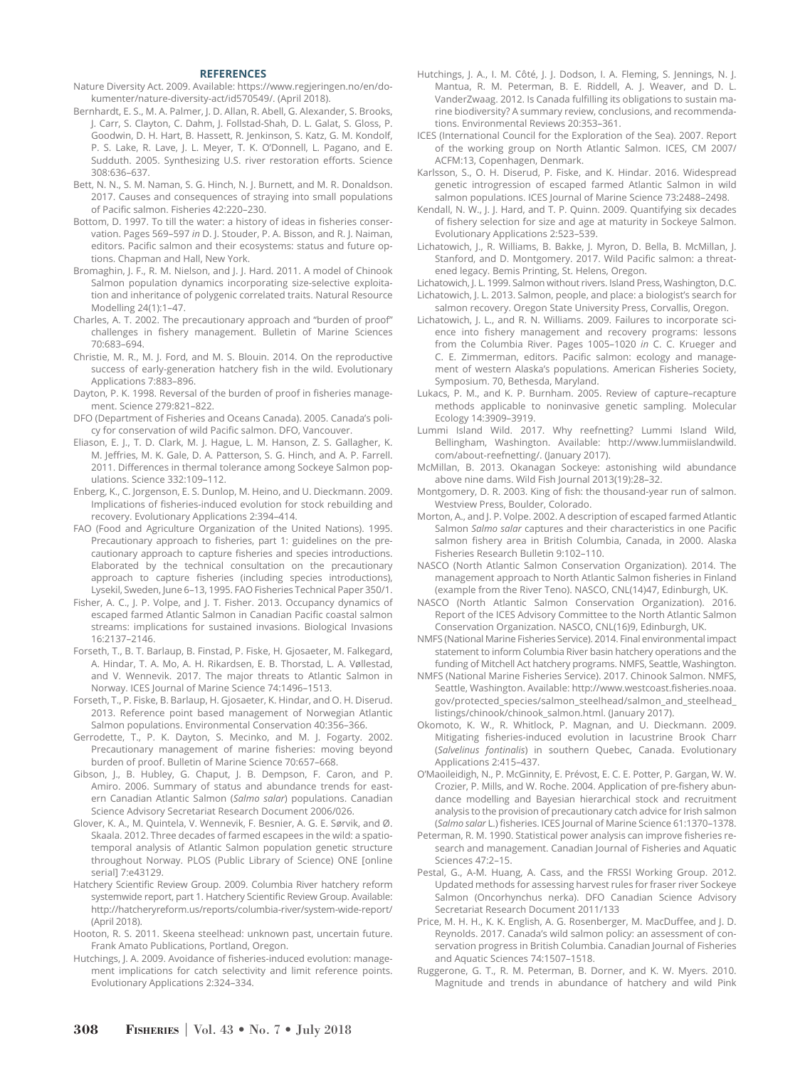## REFERENCES

Nature Diversity Act. 2009. Available: https://www.regjeringen.no/en/dokumenter/nature-diversity-act/id570549/. (April 2018).

Bernhardt, E. S., M. A. Palmer, J. D. Allan, R. Abell, G. Alexander, S. Brooks, J. Carr, S. Clayton, C. Dahm, J. Follstad-Shah, D. L. Galat, S. Gloss, P. Goodwin, D. H. Hart, B. Hassett, R. Jenkinson, S. Katz, G. M. Kondolf, P. S. Lake, R. Lave, J. L. Meyer, T. K. O'Donnell, L. Pagano, and E. Sudduth. 2005. Synthesizing U.S. river restoration efforts. Science 308:636–637.

Bett, N. N., S. M. Naman, S. G. Hinch, N. J. Burnett, and M. R. Donaldson. 2017. Causes and consequences of straying into small populations of Pacific salmon. Fisheries 42:220–230.

Bottom, D. 1997. To till the water: a history of ideas in fisheries conservation. Pages 569–597 *in* D. J. Stouder, P. A. Bisson, and R. J. Naiman, editors. Pacific salmon and their ecosystems: status and future options. Chapman and Hall, New York.

Bromaghin, J. F., R. M. Nielson, and J. J. Hard. 2011. A model of Chinook Salmon population dynamics incorporating size-selective exploitation and inheritance of polygenic correlated traits. Natural Resource Modelling 24(1):1–47.

Charles, A. T. 2002. The precautionary approach and "burden of proof" challenges in fishery management. Bulletin of Marine Sciences 70:683–694.

Christie, M. R., M. J. Ford, and M. S. Blouin. 2014. On the reproductive success of early-generation hatchery fish in the wild. Evolutionary Applications 7:883–896.

Dayton, P. K. 1998. Reversal of the burden of proof in fisheries management. Science 279:821–822.

DFO (Department of Fisheries and Oceans Canada). 2005. Canada's policy for conservation of wild Pacific salmon. DFO, Vancouver.

Eliason, E. J., T. D. Clark, M. J. Hague, L. M. Hanson, Z. S. Gallagher, K. M. Jeffries, M. K. Gale, D. A. Patterson, S. G. Hinch, and A. P. Farrell. 2011. Differences in thermal tolerance among Sockeye Salmon populations. Science 332:109–112.

Enberg, K., C. Jorgenson, E. S. Dunlop, M. Heino, and U. Dieckmann. 2009. Implications of fisheries-induced evolution for stock rebuilding and recovery. Evolutionary Applications 2:394–414.

FAO (Food and Agriculture Organization of the United Nations). 1995. Precautionary approach to fisheries, part 1: guidelines on the precautionary approach to capture fisheries and species introductions. Elaborated by the technical consultation on the precautionary approach to capture fisheries (including species introductions), Lysekil, Sweden, June 6–13, 1995. FAO Fisheries Technical Paper 350/1.

Fisher, A. C., J. P. Volpe, and J. T. Fisher. 2013. Occupancy dynamics of escaped farmed Atlantic Salmon in Canadian Pacific coastal salmon streams: implications for sustained invasions. Biological Invasions 16:2137–2146.

Forseth, T., B. T. Barlaup, B. Finstad, P. Fiske, H. Gjosaeter, M. Falkegard, A. Hindar, T. A. Mo, A. H. Rikardsen, E. B. Thorstad, L. A. Vøllestad, and V. Wennevik. 2017. The major threats to Atlantic Salmon in Norway. ICES Journal of Marine Science 74:1496–1513.

Forseth, T., P. Fiske, B. Barlaup, H. Gjosaeter, K. Hindar, and O. H. Diserud. 2013. Reference point based management of Norwegian Atlantic Salmon populations. Environmental Conservation 40:356–366.

Gerrodette, T., P. K. Dayton, S. Mecinko, and M. J. Fogarty. 2002. Precautionary management of marine fisheries: moving beyond burden of proof. Bulletin of Marine Science 70:657–668.

Gibson, J., B. Hubley, G. Chaput, J. B. Dempson, F. Caron, and P. Amiro. 2006. Summary of status and abundance trends for eastern Canadian Atlantic Salmon (*Salmo salar*) populations. Canadian Science Advisory Secretariat Research Document 2006/026.

Glover, K. A., M. Quintela, V. Wennevik, F. Besnier, A. G. E. Sørvik, and Ø. Skaala. 2012. Three decades of farmed escapees in the wild: a spatio-temporal analysis of Atlantic Salmon population genetic structure throughout Norway. PLOS (Public Library of Science) ONE [online serial] 7:e43129.

Hatchery Scientific Review Group. 2009. Columbia River hatchery reform systemwide report, part 1. Hatchery Scientific Review Group. Available: http://hatcheryreform.us/reports/columbia-river/system-wide-report/ (April 2018).

Hooton, R. S. 2011. Skeena steelhead: unknown past, uncertain future. Frank Amato Publications, Portland, Oregon.

Hutchings, J. A. 2009. Avoidance of fisheries-induced evolution: management implications for catch selectivity and limit reference points. Evolutionary Applications 2:324–334.

Hutchings, J. A., I. M. Côté, J. J. Dodson, I. A. Fleming, S. Jennings, N. J. Mantua, R. M. Peterman, B. E. Riddell, A. J. Weaver, and D. L. VanderZwaag. 2012. Is Canada fulfilling its obligations to sustain marine biodiversity? A summary review, conclusions, and recommendations. Environmental Reviews 20:353–361.

ICES (International Council for the Exploration of the Sea). 2007. Report of the working group on North Atlantic Salmon. ICES, CM 2007/ACFM:13, Copenhagen, Denmark.

Karlsson, S., O. H. Diserud, P. Fiske, and K. Hindar. 2016. Widespread genetic introgression of escaped farmed Atlantic Salmon in wild salmon populations. ICES Journal of Marine Science 73:2488–2498.

Kendall, N. W., J. J. Hard, and T. P. Quinn. 2009. Quantifying six decades of fishery selection for size and age at maturity in Sockeye Salmon. Evolutionary Applications 2:523–539.

Lichatowich, J., R. Williams, B. Bakke, J. Myron, D. Bella, B. McMillan, J. Stanford, and D. Montgomery. 2017. Wild Pacific salmon: a threatened legacy. Bemis Printing, St. Helens, Oregon.

Lichatowich, J. L. 1999. Salmon without rivers. Island Press, Washington, D.C.

Lichatowich, J. L. 2013. Salmon, people, and place: a biologist's search for salmon recovery. Oregon State University Press, Corvallis, Oregon.

Lichatowich, J. L., and R. N. Williams. 2009. Failures to incorporate science into fishery management and recovery programs: lessons from the Columbia River. Pages 1005–1020 *in* C. C. Krueger and C. E. Zimmerman, editors. Pacific salmon: ecology and management of western Alaska's populations. American Fisheries Society, Symposium. 70, Bethesda, Maryland.

Lukacs, P. M., and K. P. Burnham. 2005. Review of capture–recapture methods applicable to noninvasive genetic sampling. Molecular Ecology 14:3909–3919.

Lummi Island Wild. 2017. Why reefnetting? Lummi Island Wild, Bellingham, Washington. Available: http://www.lummiislandwild.com/about-reefnetting/. (January 2017).

McMillan, B. 2013. Okanagan Sockeye: astonishing wild abundance above nine dams. Wild Fish Journal 2013(19):28–32.

Montgomery, D. R. 2003. King of fish: the thousand-year run of salmon. Westview Press, Boulder, Colorado.

Morton, A., and J. P. Volpe. 2002. A description of escaped farmed Atlantic Salmon *Salmo salar* captures and their characteristics in one Pacific salmon fishery area in British Columbia, Canada, in 2000. Alaska Fisheries Research Bulletin 9:102–110.

NASCO (North Atlantic Salmon Conservation Organization). 2014. The management approach to North Atlantic Salmon fisheries in Finland (example from the River Teno). NASCO, CNL(14)47, Edinburgh, UK.

NASCO (North Atlantic Salmon Conservation Organization). 2016. Report of the ICES Advisory Committee to the North Atlantic Salmon Conservation Organization. NASCO, CNL(16)9, Edinburgh, UK.

NMFS (National Marine Fisheries Service). 2014. Final environmental impact statement to inform Columbia River basin hatchery operations and the funding of Mitchell Act hatchery programs. NMFS, Seattle, Washington.

NMFS (National Marine Fisheries Service). 2017. Chinook Salmon. NMFS, Seattle, Washington. Available: http://www.westcoast.fisheries.noaa.gov/protected_species/salmon_steelhead/salmon_and_steelhead_listings/chinook/chinook_salmon.html. (January 2017).

Okomoto, K. W., R. Whitlock, P. Magnan, and U. Dieckmann. 2009. Mitigating fisheries-induced evolution in lacustrine Brook Charr (*Salvelinus fontinalis*) in southern Quebec, Canada. Evolutionary Applications 2:415–437.

O'Maoileidigh, N., P. McGinnity, E. Prévost, E. C. E. Potter, P. Gargan, W. W. Crozier, P. Mills, and W. Roche. 2004. Application of pre-fishery abundance modelling and Bayesian hierarchical stock and recruitment analysis to the provision of precautionary catch advice for Irish salmon (*Salmo salar* L.) fisheries. ICES Journal of Marine Science 61:1370–1378.

Peterman, R. M. 1990. Statistical power analysis can improve fisheries research and management. Canadian Journal of Fisheries and Aquatic Sciences 47:2–15.

Pestal, G., A-M. Huang, A. Cass, and the FRSSI Working Group. 2012. Updated methods for assessing harvest rules for fraser river Sockeye Salmon (Oncorhynchus nerka). DFO Canadian Science Advisory Secretariat Research Document 2011/133

Price, M. H. H., K. K. English, A. G. Rosenberger, M. MacDuffee, and J. D. Reynolds. 2017. Canada's wild salmon policy: an assessment of conservation progress in British Columbia. Canadian Journal of Fisheries and Aquatic Sciences 74:1507–1518.

Ruggerone, G. T., R. M. Peterman, B. Dorner, and K. W. Myers. 2010. Magnitude and trends in abundance of hatchery and wild Pink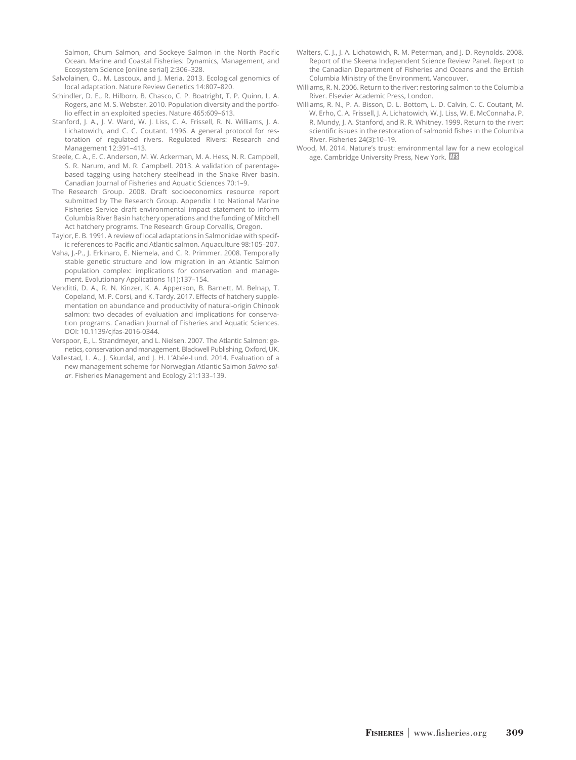Salmon, Chum Salmon, and Sockeye Salmon in the North Pacific Ocean. Marine and Coastal Fisheries: Dynamics, Management, and Ecosystem Science [online serial] 2:306–328.

Salvolainen, O., M. Lascoux, and J. Meria. 2013. Ecological genomics of local adaptation. Nature Review Genetics 14:807–820.

Schindler, D. E., R. Hilborn, B. Chasco, C. P. Boatright, T. P. Quinn, L. A. Rogers, and M. S. Webster. 2010. Population diversity and the portfolio effect in an exploited species. Nature 465:609–613.

Stanford, J. A., J. V. Ward, W. J. Liss, C. A. Frissell, R. N. Williams, J. A. Lichatowich, and C. C. Coutant. 1996. A general protocol for restoration of regulated rivers. Regulated Rivers: Research and Management 12:391–413.

Steele, C. A., E. C. Anderson, M. W. Ackerman, M. A. Hess, N. R. Campbell, S. R. Narum, and M. R. Campbell. 2013. A validation of parentage-based tagging using hatchery steelhead in the Snake River basin. Canadian Journal of Fisheries and Aquatic Sciences 70:1–9.

The Research Group. 2008. Draft socioeconomics resource report submitted by The Research Group. Appendix I to National Marine Fisheries Service draft environmental impact statement to inform Columbia River Basin hatchery operations and the funding of Mitchell Act hatchery programs. The Research Group Corvallis, Oregon.

Taylor, E. B. 1991. A review of local adaptations in Salmonidae with specific references to Pacific and Atlantic salmon. Aquaculture 98:105–207.

Vaha, J.-P., J. Erkinaro, E. Niemela, and C. R. Primmer. 2008. Temporally stable genetic structure and low migration in an Atlantic Salmon population complex: implications for conservation and management. Evolutionary Applications 1(1):137–154.

Venditti, D. A., R. N. Kinzer, K. A. Apperson, B. Barnett, M. Belnap, T. Copeland, M. P. Corsi, and K. Tardy. 2017. Effects of hatchery supplementation on abundance and productivity of natural-origin Chinook salmon: two decades of evaluation and implications for conservation programs. Canadian Journal of Fisheries and Aquatic Sciences. DOI: 10.1139/cjfas-2016-0344.

Verspoor, E., L. Strandmeyer, and L. Nielsen. 2007. The Atlantic Salmon: genetics, conservation and management. Blackwell Publishing, Oxford, UK.

Vøllestad, L. A., J. Skurdal, and J. H. L'Abée-Lund. 2014. Evaluation of a new management scheme for Norwegian Atlantic Salmon *Salmo salar*. Fisheries Management and Ecology 21:133–139.

Walters, C. J., J. A. Lichatowich, R. M. Peterman, and J. D. Reynolds. 2008. Report of the Skeena Independent Science Review Panel. Report to the Canadian Department of Fisheries and Oceans and the British Columbia Ministry of the Environment, Vancouver.

Williams, R. N. 2006. Return to the river: restoring salmon to the Columbia River. Elsevier Academic Press, London.

Williams, R. N., P. A. Bisson, D. L. Bottom, L. D. Calvin, C. C. Coutant, M. W. Erho, C. A. Frissell, J. A. Lichatowich, W. J. Liss, W. E. McConnaha, P. R. Mundy, J. A. Stanford, and R. R. Whitney. 1999. Return to the river: scientific issues in the restoration of salmonid fishes in the Columbia River. Fisheries 24(3):10–19.

Wood, M. 2014. Nature's trust: environmental law for a new ecological age. Cambridge University Press, New York.